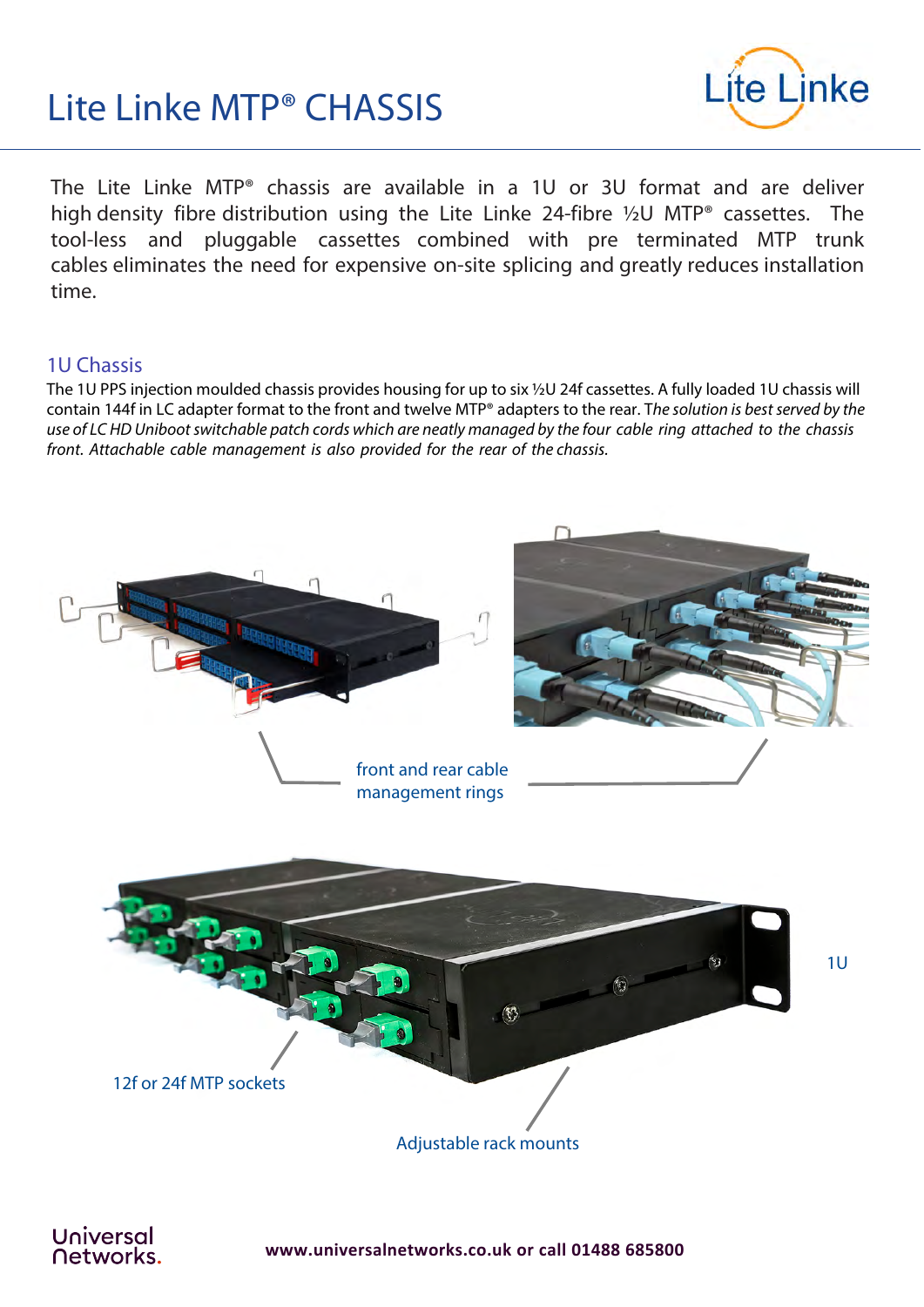# Lite Linke MTP® CHASSIS

Lite Linke

The Lite Linke MTP® chassis are available in a 1U or 3U format and are deliver high density fibre distribution using the Lite Linke 24-fibre ½U MTP® cassettes. The tool-less and pluggable cassettes combined with pre terminated MTP trunk cables eliminates the need for expensive on-site splicing and greatly reduces installation time.

## 1U Chassis

The 1U PPS injection moulded chassis provides housing for up to six ½U 24f cassettes. A fully loaded 1U chassis will contain 144f in LC adapter format to the front and twelve MTP® adapters to the rear. T*he solution is best served by the use of LC HD Uniboot switchable patch cords which are neatly managed by the four cable ring attached to the chassis front. Attachable cable management is also provided for the rear of the chassis.*

front and rear cable management rings

1U

12f or 24f MTP sockets

Adjustable rack mounts

Universal Networks.

**www.universalnetworks.co.uk or call 01488 685800**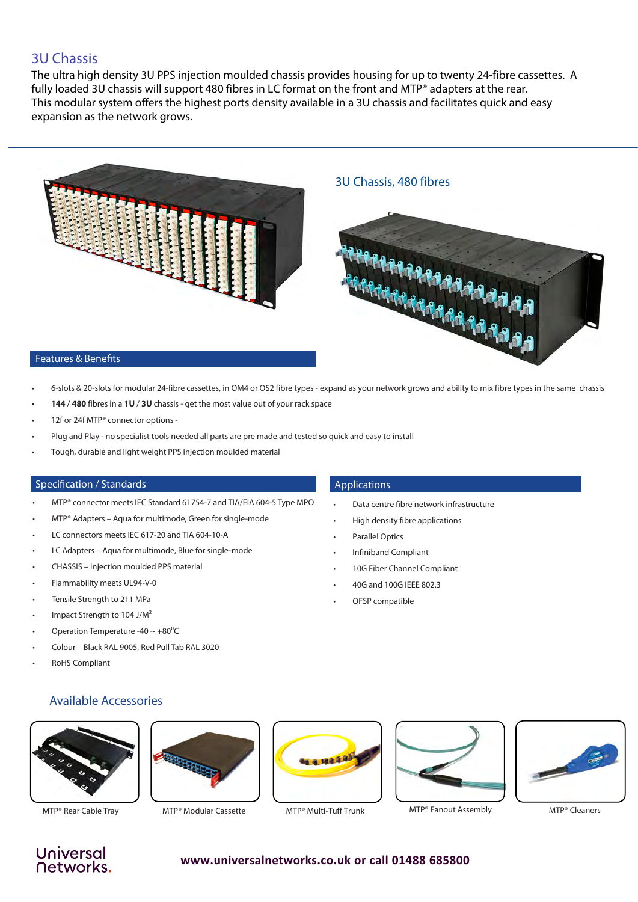## 3U Chassis

The ultra high density 3U PPS injection moulded chassis provides housing for up to twenty 24-fibre cassettes. A fully loaded 3U chassis will support 480 fibres in LC format on the front and MTP® adapters at the rear.
This modular system offers the highest ports density available in a 3U chassis and facilitates quick and easy expansion as the network grows.

### 3U Chassis, 480 fibres

### Features & Benefits

- 6-slots & 20-slots for modular 24-fibre cassettes, in OM4 or OS2 fibre types - expand as your network grows and ability to mix fibre types in the same chassis
- **144** / **480** fibres in a **1U** / **3U** chassis - get the most value out of your rack space
- 12f or 24f MTP® connector options -
- Plug and Play - no specialist tools needed all parts are pre made and tested so quick and easy to install
- Tough, durable and light weight PPS injection moulded material

### Specification / Standards

- MTP® connector meets IEC Standard 61754-7 and TIA/EIA 604-5 Type MPO
- MTP® Adapters – Aqua for multimode, Green for single-mode
- LC connectors meets IEC 617-20 and TIA 604-10-A
- LC Adapters – Aqua for multimode, Blue for single-mode
- CHASSIS – Injection moulded PPS material
- Flammability meets UL94-V-0
- Tensile Strength to 211 MPa
- Impact Strength to 104 J/M²
- Operation Temperature -40 ~ +80°C
- Colour – Black RAL 9005, Red Pull Tab RAL 3020
- RoHS Compliant

### Applications

- Data centre fibre network infrastructure
- High density fibre applications
- Parallel Optics
- Infiniband Compliant
- 10G Fiber Channel Compliant
- 40G and 100G IEEE 802.3
- QFSP compatible

### Available Accessories

MTP® Rear Cable Tray

MTP® Modular Cassette

MTP® Multi-Tuff Trunk

MTP® Fanout Assembly

MTP® Cleaners

Universal Networks.

**www.universalnetworks.co.uk or call 01488 685800**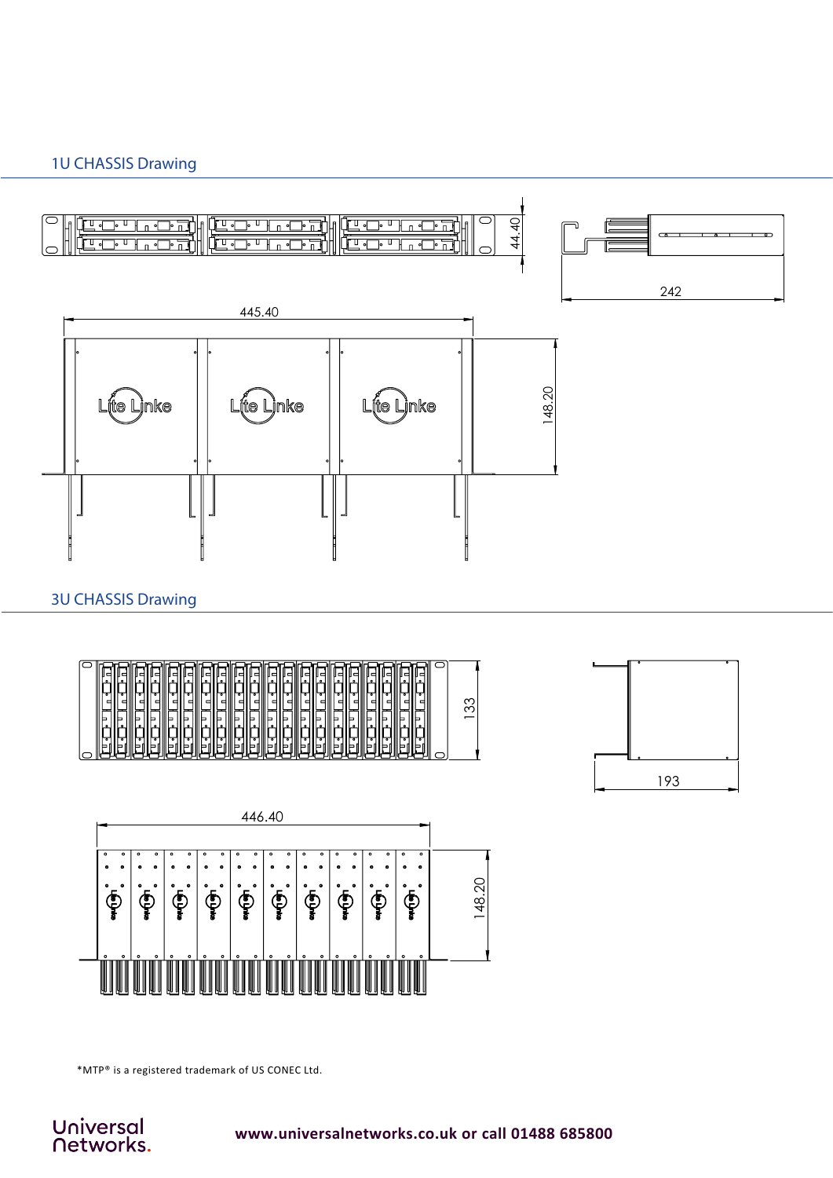## 1U CHASSIS Drawing

44.40

242

445.40

148.20

Lite Linke

Lite Linke

Lite Linke

## 3U CHASSIS Drawing

133

193

446.40

148.20

*MTP® is a registered trademark of US CONEC Ltd.

Universal Networks.

**www.universalnetworks.co.uk or call 01488 685800**